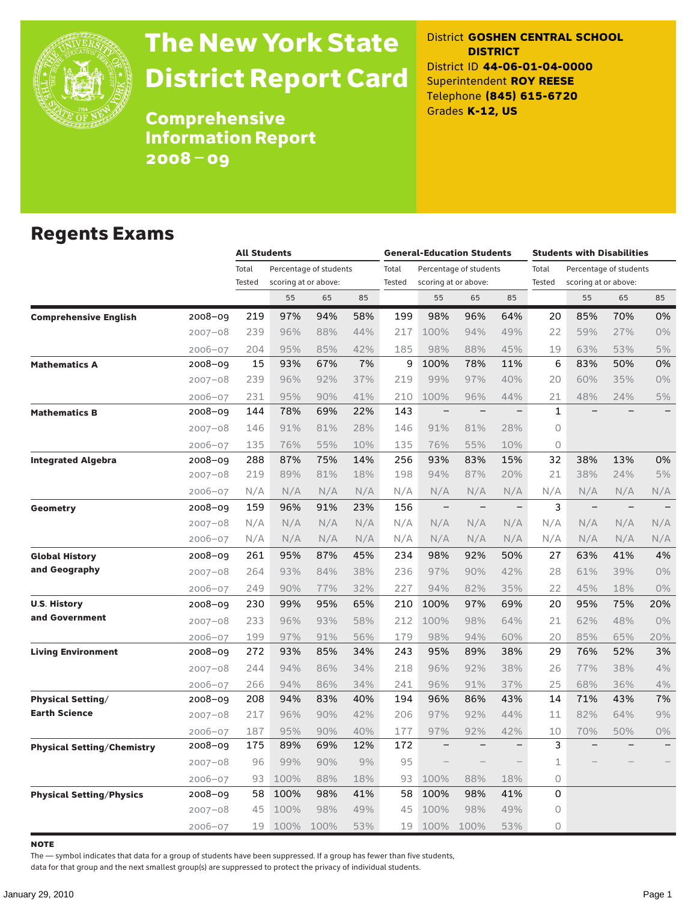# The New York State District Report Card

## Comprehensive Information Report 2008–09

District **GOSHEN CENTRAL SCHOOL DISTRICT**
District ID **44-06-01-04-0000**
Superintendent **ROY REESE**
Telephone **(845) 615-6720**
Grades **K-12, US**

## Regents Exams

| | | All Students | | | | General-Education Students | | | | Students with Disabilities | | | |
|---|---|---|---|---|---|---|---|---|---|---|---|---|---|
| | | Total Tested | Percentage of students scoring at or above: | | | Total Tested | Percentage of students scoring at or above: | | | Total Tested | Percentage of students scoring at or above: | | |
| | | | 55 | 65 | 85 | | 55 | 65 | 85 | | 55 | 65 | 85 |
| **Comprehensive English** | 2008–09 | 219 | 97% | 94% | 58% | 199 | 98% | 96% | 64% | 20 | 85% | 70% | 0% |
| | 2007–08 | 239 | 96% | 88% | 44% | 217 | 100% | 94% | 49% | 22 | 59% | 27% | 0% |
| | 2006–07 | 204 | 95% | 85% | 42% | 185 | 98% | 88% | 45% | 19 | 63% | 53% | 5% |
| **Mathematics A** | 2008–09 | 15 | 93% | 67% | 7% | 9 | 100% | 78% | 11% | 6 | 83% | 50% | 0% |
| | 2007–08 | 239 | 96% | 92% | 37% | 219 | 99% | 97% | 40% | 20 | 60% | 35% | 0% |
| | 2006–07 | 231 | 95% | 90% | 41% | 210 | 100% | 96% | 44% | 21 | 48% | 24% | 5% |
| **Mathematics B** | 2008–09 | 144 | 78% | 69% | 22% | 143 | – | – | – | 1 | – | – | – |
| | 2007–08 | 146 | 91% | 81% | 28% | 146 | 91% | 81% | 28% | 0 | | | |
| | 2006–07 | 135 | 76% | 55% | 10% | 135 | 76% | 55% | 10% | 0 | | | |
| **Integrated Algebra** | 2008–09 | 288 | 87% | 75% | 14% | 256 | 93% | 83% | 15% | 32 | 38% | 13% | 0% |
| | 2007–08 | 219 | 89% | 81% | 18% | 198 | 94% | 87% | 20% | 21 | 38% | 24% | 5% |
| | 2006–07 | N/A | N/A | N/A | N/A | N/A | N/A | N/A | N/A | N/A | N/A | N/A | N/A |
| **Geometry** | 2008–09 | 159 | 96% | 91% | 23% | 156 | – | – | – | 3 | – | – | – |
| | 2007–08 | N/A | N/A | N/A | N/A | N/A | N/A | N/A | N/A | N/A | N/A | N/A | N/A |
| | 2006–07 | N/A | N/A | N/A | N/A | N/A | N/A | N/A | N/A | N/A | N/A | N/A | N/A |
| **Global History and Geography** | 2008–09 | 261 | 95% | 87% | 45% | 234 | 98% | 92% | 50% | 27 | 63% | 41% | 4% |
| | 2007–08 | 264 | 93% | 84% | 38% | 236 | 97% | 90% | 42% | 28 | 61% | 39% | 0% |
| | 2006–07 | 249 | 90% | 77% | 32% | 227 | 94% | 82% | 35% | 22 | 45% | 18% | 0% |
| **U.S. History and Government** | 2008–09 | 230 | 99% | 95% | 65% | 210 | 100% | 97% | 69% | 20 | 95% | 75% | 20% |
| | 2007–08 | 233 | 96% | 93% | 58% | 212 | 100% | 98% | 64% | 21 | 62% | 48% | 0% |
| | 2006–07 | 199 | 97% | 91% | 56% | 179 | 98% | 94% | 60% | 20 | 85% | 65% | 20% |
| **Living Environment** | 2008–09 | 272 | 93% | 85% | 34% | 243 | 95% | 89% | 38% | 29 | 76% | 52% | 3% |
| | 2007–08 | 244 | 94% | 86% | 34% | 218 | 96% | 92% | 38% | 26 | 77% | 38% | 4% |
| | 2006–07 | 266 | 94% | 86% | 34% | 241 | 96% | 91% | 37% | 25 | 68% | 36% | 4% |
| **Physical Setting/ Earth Science** | 2008–09 | 208 | 94% | 83% | 40% | 194 | 96% | 86% | 43% | 14 | 71% | 43% | 7% |
| | 2007–08 | 217 | 96% | 90% | 42% | 206 | 97% | 92% | 44% | 11 | 82% | 64% | 9% |
| | 2006–07 | 187 | 95% | 90% | 40% | 177 | 97% | 92% | 42% | 10 | 70% | 50% | 0% |
| **Physical Setting/Chemistry** | 2008–09 | 175 | 89% | 69% | 12% | 172 | – | – | – | 3 | – | – | – |
| | 2007–08 | 96 | 99% | 90% | 9% | 95 | – | – | – | 1 | – | – | – |
| | 2006–07 | 93 | 100% | 88% | 18% | 93 | 100% | 88% | 18% | 0 | | | |
| **Physical Setting/Physics** | 2008–09 | 58 | 100% | 98% | 41% | 58 | 100% | 98% | 41% | 0 | | | |
| | 2007–08 | 45 | 100% | 98% | 49% | 45 | 100% | 98% | 49% | 0 | | | |
| | 2006–07 | 19 | 100% | 100% | 53% | 19 | 100% | 100% | 53% | 0 | | | |

**NOTE**

The — symbol indicates that data for a group of students have been suppressed. If a group has fewer than five students, data for that group and the next smallest group(s) are suppressed to protect the privacy of individual students.

January 29, 2010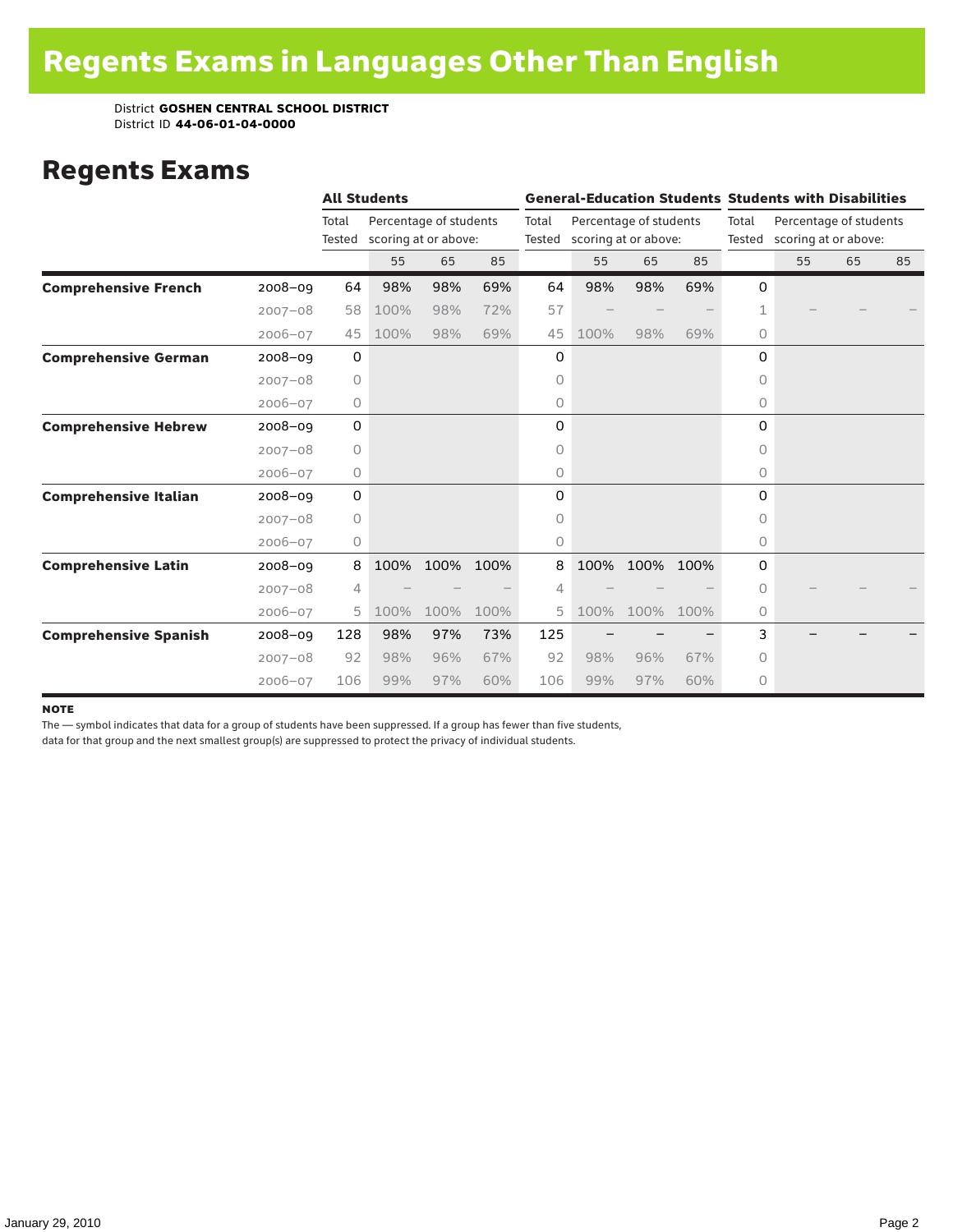# Regents Exams in Languages Other Than English

District **GOSHEN CENTRAL SCHOOL DISTRICT**
District ID **44-06-01-04-0000**

## Regents Exams

| | | All Students | | | | General-Education Students | | | | Students with Disabilities | | | |
|---|---|---|---|---|---|---|---|---|---|---|---|---|---|
| | | Total Tested | Percentage of students scoring at or above: | | | Total Tested | Percentage of students scoring at or above: | | | Total Tested | Percentage of students scoring at or above: | | |
| | | | 55 | 65 | 85 | | 55 | 65 | 85 | | 55 | 65 | 85 |
| **Comprehensive French** | 2008–09 | 64 | 98% | 98% | 69% | 64 | 98% | 98% | 69% | 0 | | | |
| | 2007–08 | 58 | 100% | 98% | 72% | 57 | – | – | – | 1 | – | – | – |
| | 2006–07 | 45 | 100% | 98% | 69% | 45 | 100% | 98% | 69% | 0 | | | |
| **Comprehensive German** | 2008–09 | 0 | | | | 0 | | | | 0 | | | |
| | 2007–08 | 0 | | | | 0 | | | | 0 | | | |
| | 2006–07 | 0 | | | | 0 | | | | 0 | | | |
| **Comprehensive Hebrew** | 2008–09 | 0 | | | | 0 | | | | 0 | | | |
| | 2007–08 | 0 | | | | 0 | | | | 0 | | | |
| | 2006–07 | 0 | | | | 0 | | | | 0 | | | |
| **Comprehensive Italian** | 2008–09 | 0 | | | | 0 | | | | 0 | | | |
| | 2007–08 | 0 | | | | 0 | | | | 0 | | | |
| | 2006–07 | 0 | | | | 0 | | | | 0 | | | |
| **Comprehensive Latin** | 2008–09 | 8 | 100% | 100% | 100% | 8 | 100% | 100% | 100% | 0 | | | |
| | 2007–08 | 4 | – | – | – | 4 | – | – | – | 0 | – | – | – |
| | 2006–07 | 5 | 100% | 100% | 100% | 5 | 100% | 100% | 100% | 0 | | | |
| **Comprehensive Spanish** | 2008–09 | 128 | 98% | 97% | 73% | 125 | – | – | – | 3 | – | – | – |
| | 2007–08 | 92 | 98% | 96% | 67% | 92 | 98% | 96% | 67% | 0 | | | |
| | 2006–07 | 106 | 99% | 97% | 60% | 106 | 99% | 97% | 60% | 0 | | | |

**NOTE**
The — symbol indicates that data for a group of students have been suppressed. If a group has fewer than five students, data for that group and the next smallest group(s) are suppressed to protect the privacy of individual students.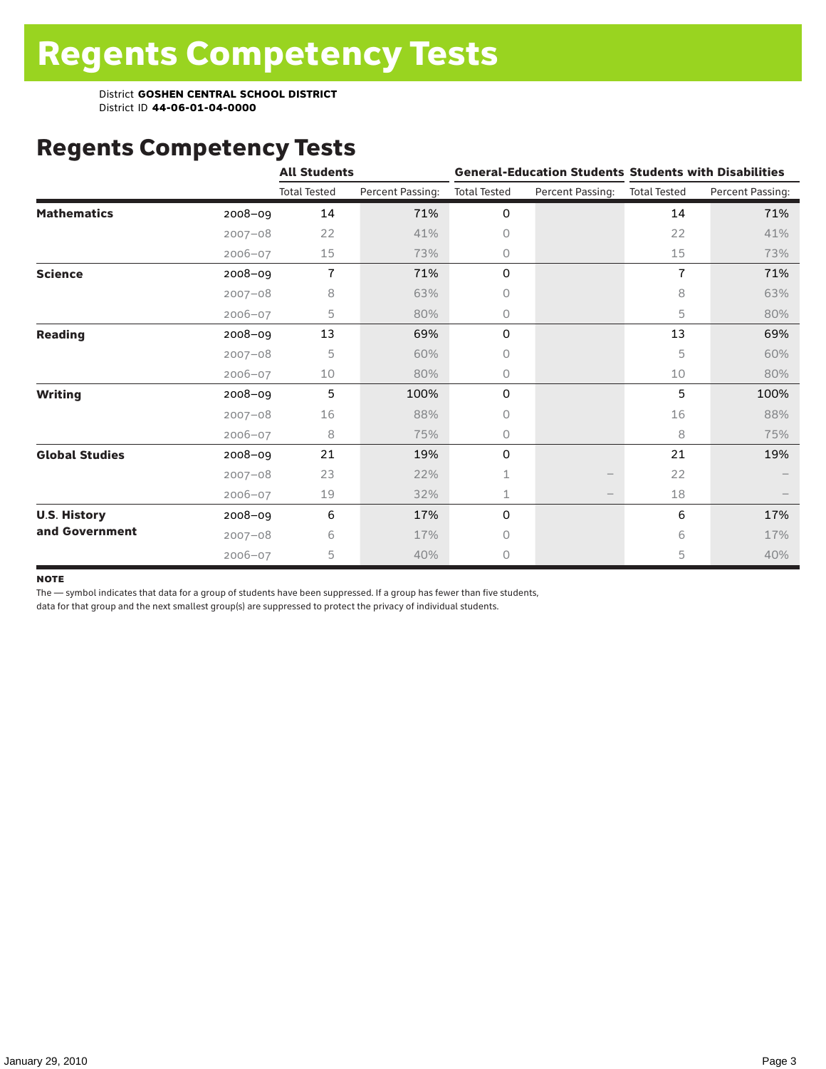# Regents Competency Tests

District **GOSHEN CENTRAL SCHOOL DISTRICT**
District ID **44-06-01-04-0000**

## Regents Competency Tests

| | | All Students | | General-Education Students | | Students with Disabilities | |
|---|---|---|---|---|---|---|---|
| | | Total Tested | Percent Passing: | Total Tested | Percent Passing: | Total Tested | Percent Passing: |
| **Mathematics** | 2008–09 | 14 | 71% | 0 | | 14 | 71% |
| | 2007–08 | 22 | 41% | 0 | | 22 | 41% |
| | 2006–07 | 15 | 73% | 0 | | 15 | 73% |
| **Science** | 2008–09 | 7 | 71% | 0 | | 7 | 71% |
| | 2007–08 | 8 | 63% | 0 | | 8 | 63% |
| | 2006–07 | 5 | 80% | 0 | | 5 | 80% |
| **Reading** | 2008–09 | 13 | 69% | 0 | | 13 | 69% |
| | 2007–08 | 5 | 60% | 0 | | 5 | 60% |
| | 2006–07 | 10 | 80% | 0 | | 10 | 80% |
| **Writing** | 2008–09 | 5 | 100% | 0 | | 5 | 100% |
| | 2007–08 | 16 | 88% | 0 | | 16 | 88% |
| | 2006–07 | 8 | 75% | 0 | | 8 | 75% |
| **Global Studies** | 2008–09 | 21 | 19% | 0 | | 21 | 19% |
| | 2007–08 | 23 | 22% | 1 | – | 22 | – |
| | 2006–07 | 19 | 32% | 1 | – | 18 | – |
| **U.S. History and Government** | 2008–09 | 6 | 17% | 0 | | 6 | 17% |
| | 2007–08 | 6 | 17% | 0 | | 6 | 17% |
| | 2006–07 | 5 | 40% | 0 | | 5 | 40% |

**NOTE**

The — symbol indicates that data for a group of students have been suppressed. If a group has fewer than five students, data for that group and the next smallest group(s) are suppressed to protect the privacy of individual students.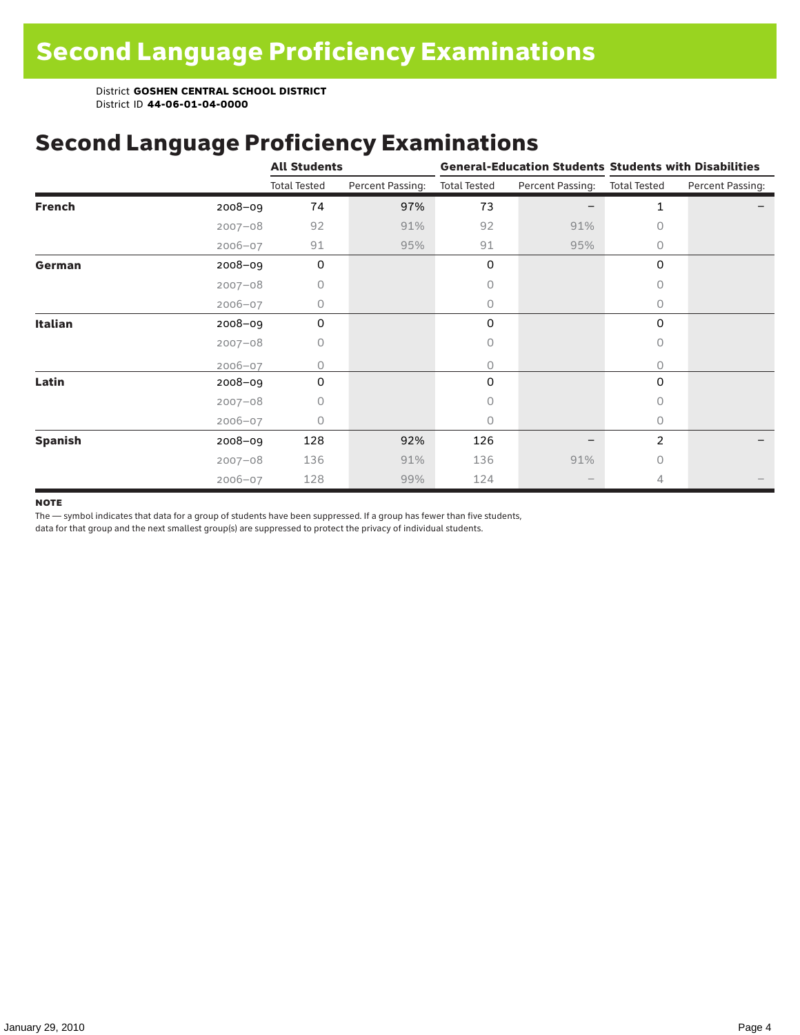# Second Language Proficiency Examinations

District **GOSHEN CENTRAL SCHOOL DISTRICT**
District ID **44-06-01-04-0000**

## Second Language Proficiency Examinations

| | | All Students | | General-Education Students | | Students with Disabilities | |
|---|---|---|---|---|---|---|---|
| | | Total Tested | Percent Passing: | Total Tested | Percent Passing: | Total Tested | Percent Passing: |
| **French** | 2008–09 | 74 | 97% | 73 | – | 1 | – |
| | 2007–08 | 92 | 91% | 92 | 91% | 0 | |
| | 2006–07 | 91 | 95% | 91 | 95% | 0 | |
| **German** | 2008–09 | 0 | | 0 | | 0 | |
| | 2007–08 | 0 | | 0 | | 0 | |
| | 2006–07 | 0 | | 0 | | 0 | |
| **Italian** | 2008–09 | 0 | | 0 | | 0 | |
| | 2007–08 | 0 | | 0 | | 0 | |
| | 2006–07 | 0 | | 0 | | 0 | |
| **Latin** | 2008–09 | 0 | | 0 | | 0 | |
| | 2007–08 | 0 | | 0 | | 0 | |
| | 2006–07 | 0 | | 0 | | 0 | |
| **Spanish** | 2008–09 | 128 | 92% | 126 | – | 2 | – |
| | 2007–08 | 136 | 91% | 136 | 91% | 0 | |
| | 2006–07 | 128 | 99% | 124 | – | 4 | – |

**NOTE**

The — symbol indicates that data for a group of students have been suppressed. If a group has fewer than five students, data for that group and the next smallest group(s) are suppressed to protect the privacy of individual students.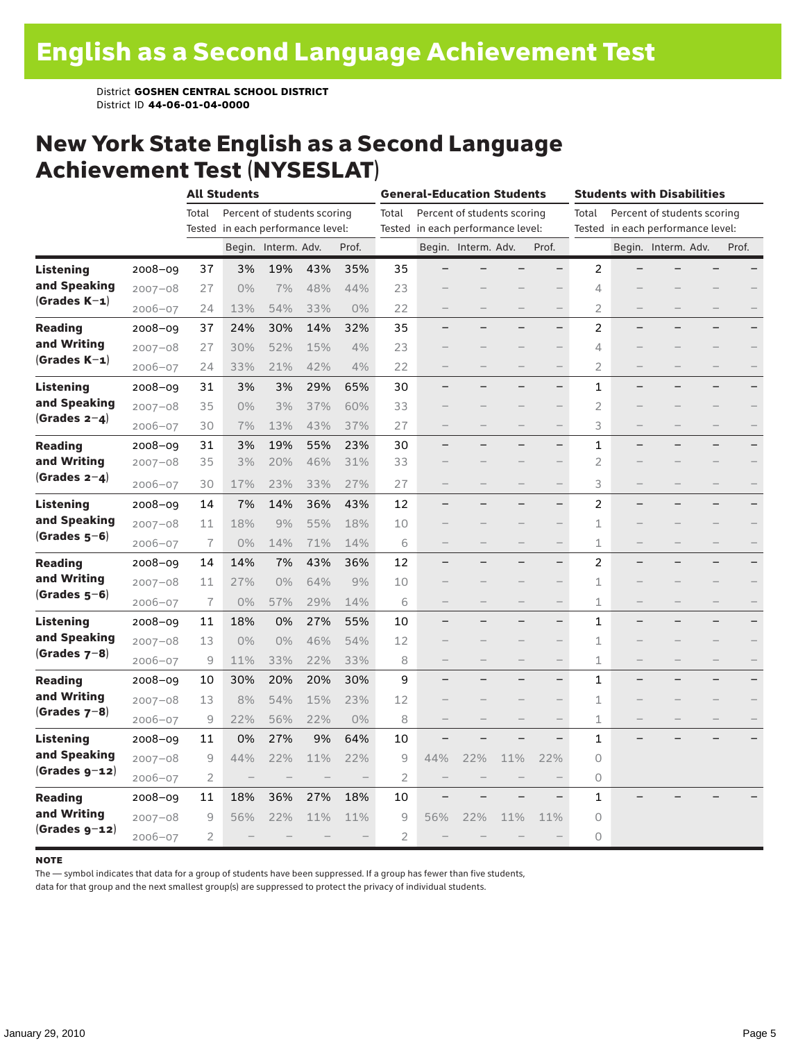# English as a Second Language Achievement Test

District **GOSHEN CENTRAL SCHOOL DISTRICT**
District ID **44-06-01-04-0000**

## New York State English as a Second Language Achievement Test (NYSESLAT)

| | | All Students | | | | | General-Education Students | | | | | Students with Disabilities | | | | |
|---|---|---|---|---|---|---|---|---|---|---|---|---|---|---|---|---|
| | | Total Tested | Percent of students scoring in each performance level: | | | | Total Tested | Percent of students scoring in each performance level: | | | | Total Tested | Percent of students scoring in each performance level: | | | |
| | | | Begin. | Interm. | Adv. | Prof. | | Begin. | Interm. | Adv. | Prof. | | Begin. | Interm. | Adv. | Prof. |
| **Listening and Speaking (Grades K–1)** | 2008–09 | 37 | 3% | 19% | 43% | 35% | 35 | – | – | – | – | 2 | – | – | – | – |
| | 2007–08 | 27 | 0% | 7% | 48% | 44% | 23 | – | – | – | – | 4 | – | – | – | – |
| | 2006–07 | 24 | 13% | 54% | 33% | 0% | 22 | – | – | – | – | 2 | – | – | – | – |
| **Reading and Writing (Grades K–1)** | 2008–09 | 37 | 24% | 30% | 14% | 32% | 35 | – | – | – | – | 2 | – | – | – | – |
| | 2007–08 | 27 | 30% | 52% | 15% | 4% | 23 | – | – | – | – | 4 | – | – | – | – |
| | 2006–07 | 24 | 33% | 21% | 42% | 4% | 22 | – | – | – | – | 2 | – | – | – | – |
| **Listening and Speaking (Grades 2–4)** | 2008–09 | 31 | 3% | 3% | 29% | 65% | 30 | – | – | – | – | 1 | – | – | – | – |
| | 2007–08 | 35 | 0% | 3% | 37% | 60% | 33 | – | – | – | – | 2 | – | – | – | – |
| | 2006–07 | 30 | 7% | 13% | 43% | 37% | 27 | – | – | – | – | 3 | – | – | – | – |
| **Reading and Writing (Grades 2–4)** | 2008–09 | 31 | 3% | 19% | 55% | 23% | 30 | – | – | – | – | 1 | – | – | – | – |
| | 2007–08 | 35 | 3% | 20% | 46% | 31% | 33 | – | – | – | – | 2 | – | – | – | – |
| | 2006–07 | 30 | 17% | 23% | 33% | 27% | 27 | – | – | – | – | 3 | – | – | – | – |
| **Listening and Speaking (Grades 5–6)** | 2008–09 | 14 | 7% | 14% | 36% | 43% | 12 | – | – | – | – | 2 | – | – | – | – |
| | 2007–08 | 11 | 18% | 9% | 55% | 18% | 10 | – | – | – | – | 1 | – | – | – | – |
| | 2006–07 | 7 | 0% | 14% | 71% | 14% | 6 | – | – | – | – | 1 | – | – | – | – |
| **Reading and Writing (Grades 5–6)** | 2008–09 | 14 | 14% | 7% | 43% | 36% | 12 | – | – | – | – | 2 | – | – | – | – |
| | 2007–08 | 11 | 27% | 0% | 64% | 9% | 10 | – | – | – | – | 1 | – | – | – | – |
| | 2006–07 | 7 | 0% | 57% | 29% | 14% | 6 | – | – | – | – | 1 | – | – | – | – |
| **Listening and Speaking (Grades 7–8)** | 2008–09 | 11 | 18% | 0% | 27% | 55% | 10 | – | – | – | – | 1 | – | – | – | – |
| | 2007–08 | 13 | 0% | 0% | 46% | 54% | 12 | – | – | – | – | 1 | – | – | – | – |
| | 2006–07 | 9 | 11% | 33% | 22% | 33% | 8 | – | – | – | – | 1 | – | – | – | – |
| **Reading and Writing (Grades 7–8)** | 2008–09 | 10 | 30% | 20% | 20% | 30% | 9 | – | – | – | – | 1 | – | – | – | – |
| | 2007–08 | 13 | 8% | 54% | 15% | 23% | 12 | – | – | – | – | 1 | – | – | – | – |
| | 2006–07 | 9 | 22% | 56% | 22% | 0% | 8 | – | – | – | – | 1 | – | – | – | – |
| **Listening and Speaking (Grades 9–12)** | 2008–09 | 11 | 0% | 27% | 9% | 64% | 10 | – | – | – | – | 1 | – | – | – | – |
| | 2007–08 | 9 | 44% | 22% | 11% | 22% | 9 | 44% | 22% | 11% | 22% | 0 | | | | |
| | 2006–07 | 2 | – | – | – | – | 2 | – | – | – | – | 0 | | | | |
| **Reading and Writing (Grades 9–12)** | 2008–09 | 11 | 18% | 36% | 27% | 18% | 10 | – | – | – | – | 1 | – | – | – | – |
| | 2007–08 | 9 | 56% | 22% | 11% | 11% | 9 | 56% | 22% | 11% | 11% | 0 | | | | |
| | 2006–07 | 2 | – | – | – | – | 2 | – | – | – | – | 0 | | | | |

**NOTE**

The — symbol indicates that data for a group of students have been suppressed. If a group has fewer than five students, data for that group and the next smallest group(s) are suppressed to protect the privacy of individual students.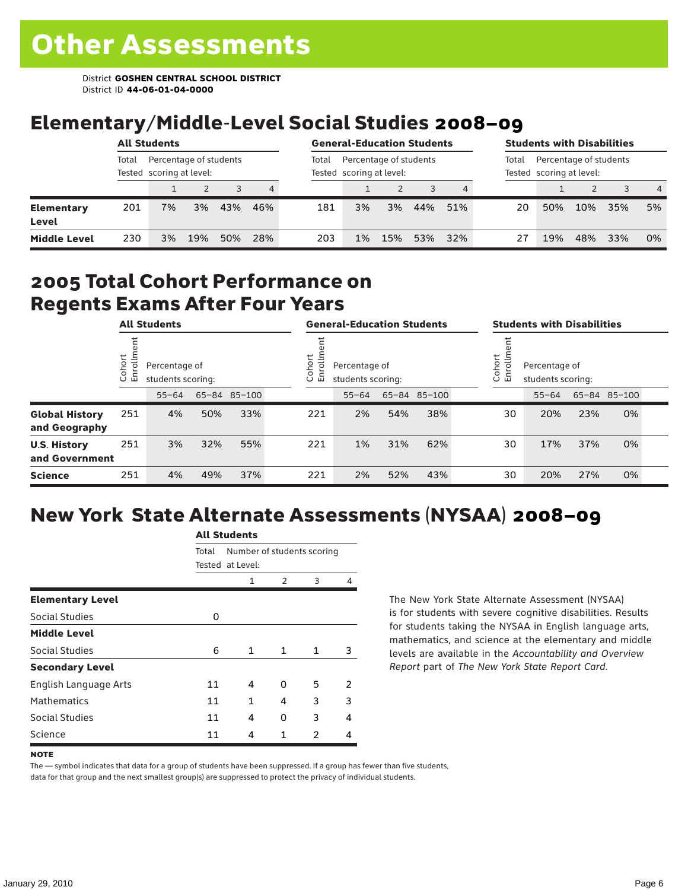# Other Assessments

District **GOSHEN CENTRAL SCHOOL DISTRICT**
District ID **44-06-01-04-0000**

## Elementary/Middle-Level Social Studies 2008–09

| | All Students | | | | | General-Education Students | | | | | Students with Disabilities | | | | |
|---|---|---|---|---|---|---|---|---|---|---|---|---|---|---|---|
| | Total Tested | Percentage of students scoring at level: | | | | Total Tested | Percentage of students scoring at level: | | | | Total Tested | Percentage of students scoring at level: | | | |
| | | 1 | 2 | 3 | 4 | | 1 | 2 | 3 | 4 | | 1 | 2 | 3 | 4 |
| **Elementary Level** | 201 | 7% | 3% | 43% | 46% | 181 | 3% | 3% | 44% | 51% | 20 | 50% | 10% | 35% | 5% |
| **Middle Level** | 230 | 3% | 19% | 50% | 28% | 203 | 1% | 15% | 53% | 32% | 27 | 19% | 48% | 33% | 0% |

## 2005 Total Cohort Performance on Regents Exams After Four Years

| | All Students | | | | General-Education Students | | | | Students with Disabilities | | | |
|---|---|---|---|---|---|---|---|---|---|---|---|---|
| | Cohort Enrollment | Percentage of students scoring: | | | Cohort Enrollment | Percentage of students scoring: | | | Cohort Enrollment | Percentage of students scoring: | | |
| | | 55–64 | 65–84 | 85–100 | | 55–64 | 65–84 | 85–100 | | 55–64 | 65–84 | 85–100 |
| **Global History and Geography** | 251 | 4% | 50% | 33% | 221 | 2% | 54% | 38% | 30 | 20% | 23% | 0% |
| **U.S. History and Government** | 251 | 3% | 32% | 55% | 221 | 1% | 31% | 62% | 30 | 17% | 37% | 0% |
| **Science** | 251 | 4% | 49% | 37% | 221 | 2% | 52% | 43% | 30 | 20% | 27% | 0% |

## New York State Alternate Assessments (NYSAA) 2008–09

| | All Students | | | | |
|---|---|---|---|---|---|
| | Total Tested | Number of students scoring at Level: | | | |
| | | 1 | 2 | 3 | 4 |
| **Elementary Level** | | | | | |
| Social Studies | 0 | | | | |
| **Middle Level** | | | | | |
| Social Studies | 6 | 1 | 1 | 1 | 3 |
| **Secondary Level** | | | | | |
| English Language Arts | 11 | 4 | 0 | 5 | 2 |
| Mathematics | 11 | 1 | 4 | 3 | 3 |
| Social Studies | 11 | 4 | 0 | 3 | 4 |
| Science | 11 | 4 | 1 | 2 | 4 |

The New York State Alternate Assessment (NYSAA) is for students with severe cognitive disabilities. Results for students taking the NYSAA in English language arts, mathematics, and science at the elementary and middle levels are available in the *Accountability and Overview Report* part of *The New York State Report Card*.

**NOTE**

The — symbol indicates that data for a group of students have been suppressed. If a group has fewer than five students, data for that group and the next smallest group(s) are suppressed to protect the privacy of individual students.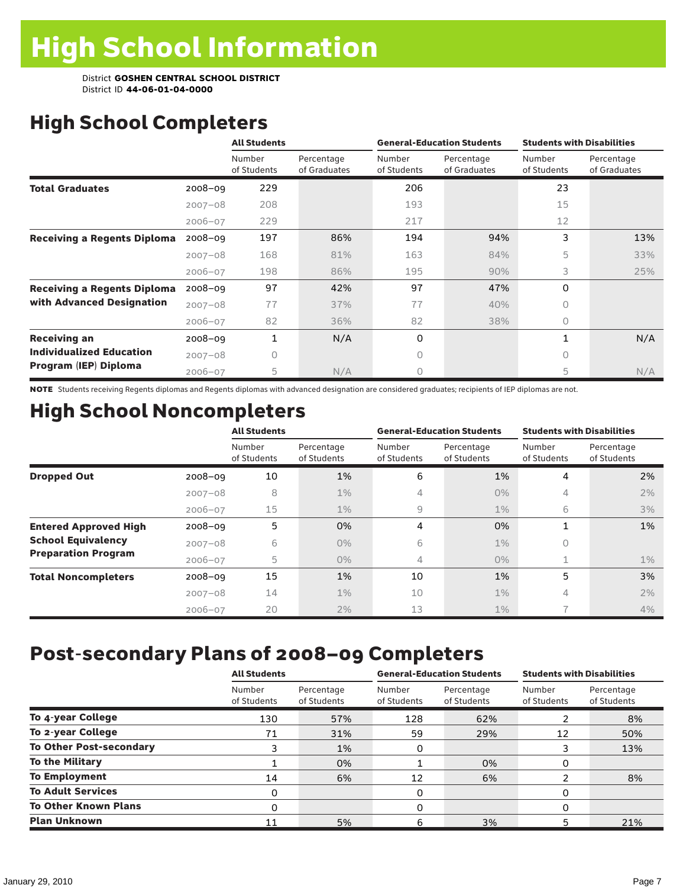# High School Information

District **GOSHEN CENTRAL SCHOOL DISTRICT**
District ID **44-06-01-04-0000**

## High School Completers

| | | All Students | | General-Education Students | | Students with Disabilities | |
|---|---|---|---|---|---|---|---|
| | | Number of Students | Percentage of Graduates | Number of Students | Percentage of Graduates | Number of Students | Percentage of Graduates |
| **Total Graduates** | 2008–09 | 229 | | 206 | | 23 | |
| | 2007–08 | 208 | | 193 | | 15 | |
| | 2006–07 | 229 | | 217 | | 12 | |
| **Receiving a Regents Diploma** | 2008–09 | 197 | 86% | 194 | 94% | 3 | 13% |
| | 2007–08 | 168 | 81% | 163 | 84% | 5 | 33% |
| | 2006–07 | 198 | 86% | 195 | 90% | 3 | 25% |
| **Receiving a Regents Diploma with Advanced Designation** | 2008–09 | 97 | 42% | 97 | 47% | 0 | |
| | 2007–08 | 77 | 37% | 77 | 40% | 0 | |
| | 2006–07 | 82 | 36% | 82 | 38% | 0 | |
| **Receiving an Individualized Education Program (IEP) Diploma** | 2008–09 | 1 | N/A | 0 | | 1 | N/A |
| | 2007–08 | 0 | | 0 | | 0 | |
| | 2006–07 | 5 | N/A | 0 | | 5 | N/A |

**NOTE** Students receiving Regents diplomas and Regents diplomas with advanced designation are considered graduates; recipients of IEP diplomas are not.

## High School Noncompleters

| | | All Students | | General-Education Students | | Students with Disabilities | |
|---|---|---|---|---|---|---|---|
| | | Number of Students | Percentage of Students | Number of Students | Percentage of Students | Number of Students | Percentage of Students |
| **Dropped Out** | 2008–09 | 10 | 1% | 6 | 1% | 4 | 2% |
| | 2007–08 | 8 | 1% | 4 | 0% | 4 | 2% |
| | 2006–07 | 15 | 1% | 9 | 1% | 6 | 3% |
| **Entered Approved High School Equivalency Preparation Program** | 2008–09 | 5 | 0% | 4 | 0% | 1 | 1% |
| | 2007–08 | 6 | 0% | 6 | 1% | 0 | |
| | 2006–07 | 5 | 0% | 4 | 0% | 1 | 1% |
| **Total Noncompleters** | 2008–09 | 15 | 1% | 10 | 1% | 5 | 3% |
| | 2007–08 | 14 | 1% | 10 | 1% | 4 | 2% |
| | 2006–07 | 20 | 2% | 13 | 1% | 7 | 4% |

## Post-secondary Plans of 2008–09 Completers

| | All Students | | General-Education Students | | Students with Disabilities | |
|---|---|---|---|---|---|---|
| | Number of Students | Percentage of Students | Number of Students | Percentage of Students | Number of Students | Percentage of Students |
| **To 4-year College** | 130 | 57% | 128 | 62% | 2 | 8% |
| **To 2-year College** | 71 | 31% | 59 | 29% | 12 | 50% |
| **To Other Post-secondary** | 3 | 1% | 0 | | 3 | 13% |
| **To the Military** | 1 | 0% | 1 | 0% | 0 | |
| **To Employment** | 14 | 6% | 12 | 6% | 2 | 8% |
| **To Adult Services** | 0 | | 0 | | 0 | |
| **To Other Known Plans** | 0 | | 0 | | 0 | |
| **Plan Unknown** | 11 | 5% | 6 | 3% | 5 | 21% |

January 29, 2010